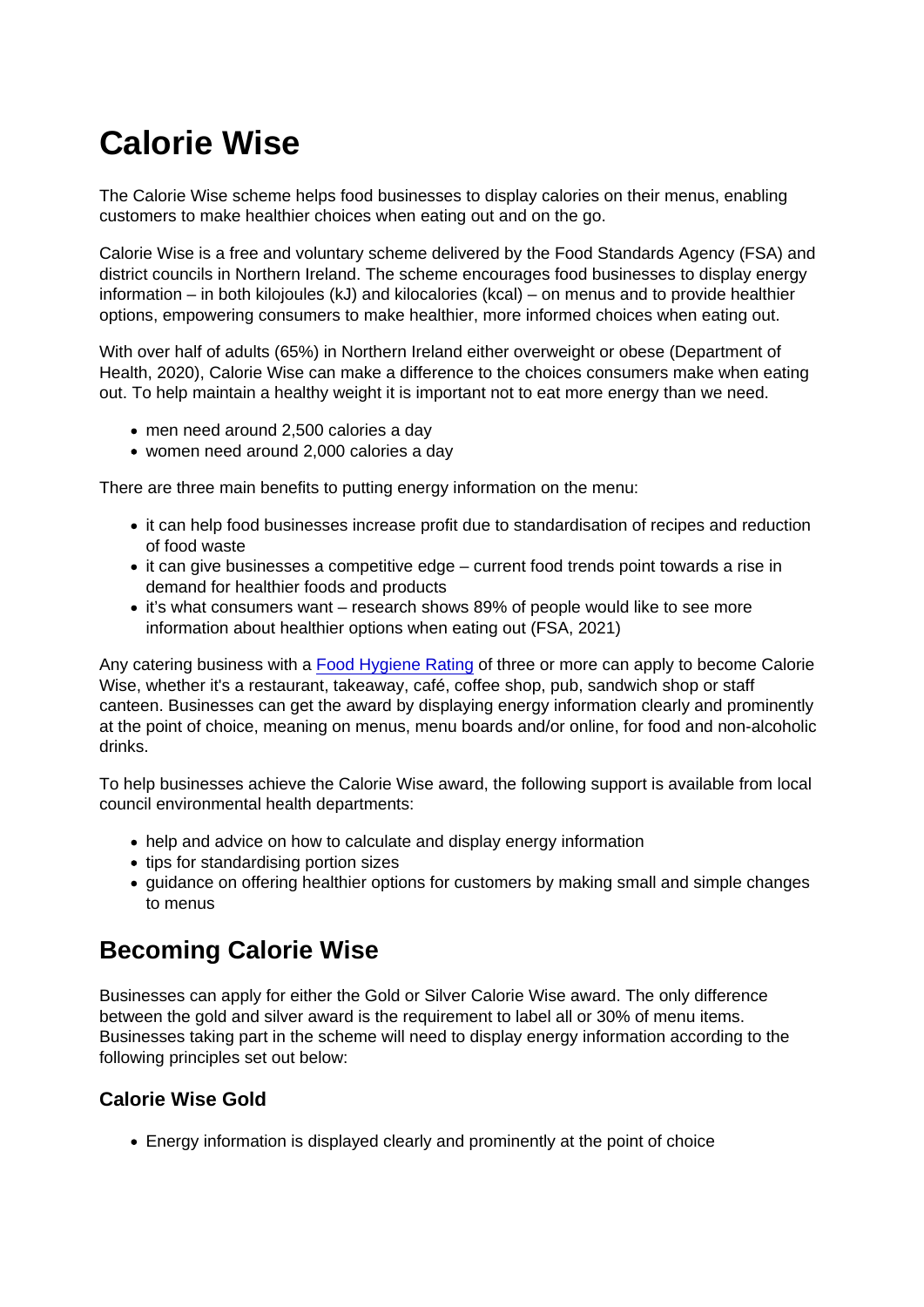# Calorie Wise

The Calorie Wise scheme helps food businesses to display calories on their menus, enabling customers to make healthier choices when eating out and on the go.

Calorie Wise is a free and voluntary scheme delivered by the Food Standards Agency (FSA) and district councils in Northern Ireland. The scheme encourages food businesses to display energy information – in both kilojoules (kJ) and kilocalories (kcal) – on menus and to provide healthier options, empowering consumers to make healthier, more informed choices when eating out.

With over half of adults (65%) in Northern Ireland either overweight or obese (Department of Health, 2020), Calorie Wise can make a difference to the choices consumers make when eating out. To help maintain a healthy weight it is important not to eat more energy than we need.

- men need around 2,500 calories a day
- women need around 2,000 calories a day

There are three main benefits to putting energy information on the menu:

- it can help food businesses increase profit due to standardisation of recipes and reduction of food waste
- it can give businesses a competitive edge – current food trends point towards a rise in demand for healthier foods and products
- it's what consumers want – research shows 89% of people would like to see more information about healthier options when eating out (FSA, 2021)

Any catering business with a Food Hygiene Rating of three or more can apply to become Calorie Wise, whether it's a restaurant, takeaway, café, coffee shop, pub, sandwich shop or staff canteen. Businesses can get the award by displaying energy information clearly and prominently at the point of choice, meaning on menus, menu boards and/or online, for food and non-alcoholic drinks.

To help businesses achieve the Calorie Wise award, the following support is available from local council environmental health departments:

- help and advice on how to calculate and display energy information
- tips for standardising portion sizes
- guidance on offering healthier options for customers by making small and simple changes to menus

## Becoming Calorie Wise

Businesses can apply for either the Gold or Silver Calorie Wise award. The only difference between the gold and silver award is the requirement to label all or 30% of menu items. Businesses taking part in the scheme will need to display energy information according to the following principles set out below:

### Calorie Wise Gold

- Energy information is displayed clearly and prominently at the point of choice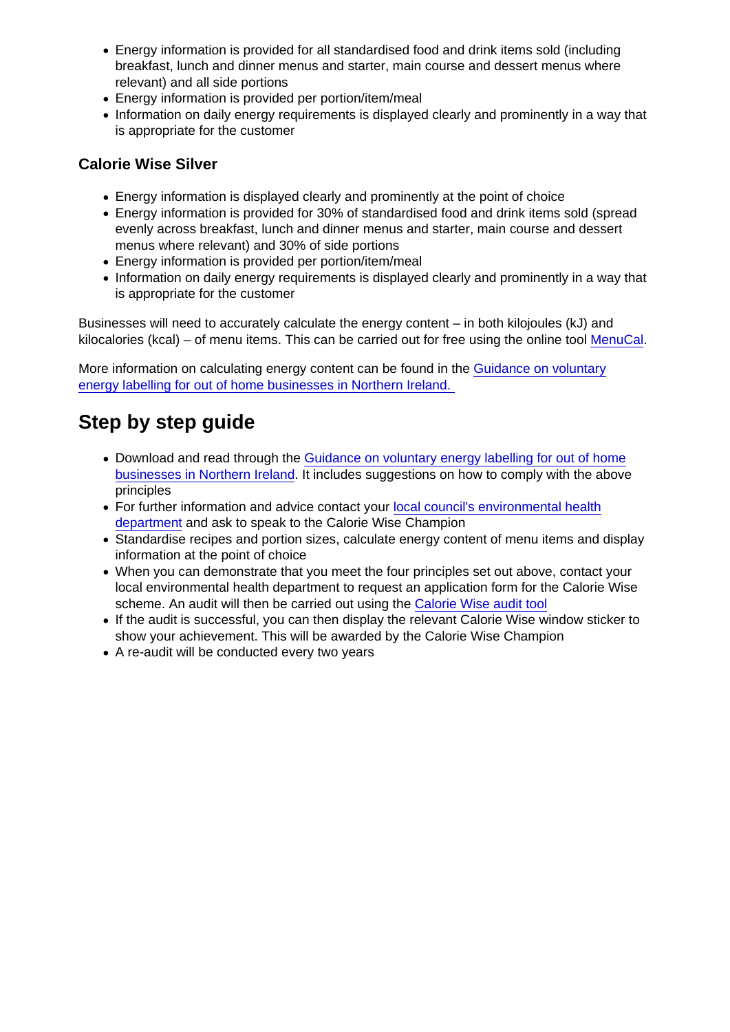- Energy information is provided for all standardised food and drink items sold (including breakfast, lunch and dinner menus and starter, main course and dessert menus where relevant) and all side portions
- Energy information is provided per portion/item/meal
- Information on daily energy requirements is displayed clearly and prominently in a way that is appropriate for the customer

### Calorie Wise Silver

- Energy information is displayed clearly and prominently at the point of choice
- Energy information is provided for 30% of standardised food and drink items sold (spread evenly across breakfast, lunch and dinner menus and starter, main course and dessert menus where relevant) and 30% of side portions
- Energy information is provided per portion/item/meal
- Information on daily energy requirements is displayed clearly and prominently in a way that is appropriate for the customer

Businesses will need to accurately calculate the energy content – in both kilojoules (kJ) and kilocalories (kcal) – of menu items. This can be carried out for free using the online tool MenuCal.

More information on calculating energy content can be found in the Guidance on voluntary energy labelling for out of home businesses in Northern Ireland.

## Step by step guide

- Download and read through the Guidance on voluntary energy labelling for out of home businesses in Northern Ireland. It includes suggestions on how to comply with the above principles
- For further information and advice contact your local council's environmental health department and ask to speak to the Calorie Wise Champion
- Standardise recipes and portion sizes, calculate energy content of menu items and display information at the point of choice
- When you can demonstrate that you meet the four principles set out above, contact your local environmental health department to request an application form for the Calorie Wise scheme. An audit will then be carried out using the Calorie Wise audit tool
- If the audit is successful, you can then display the relevant Calorie Wise window sticker to show your achievement. This will be awarded by the Calorie Wise Champion
- A re-audit will be conducted every two years